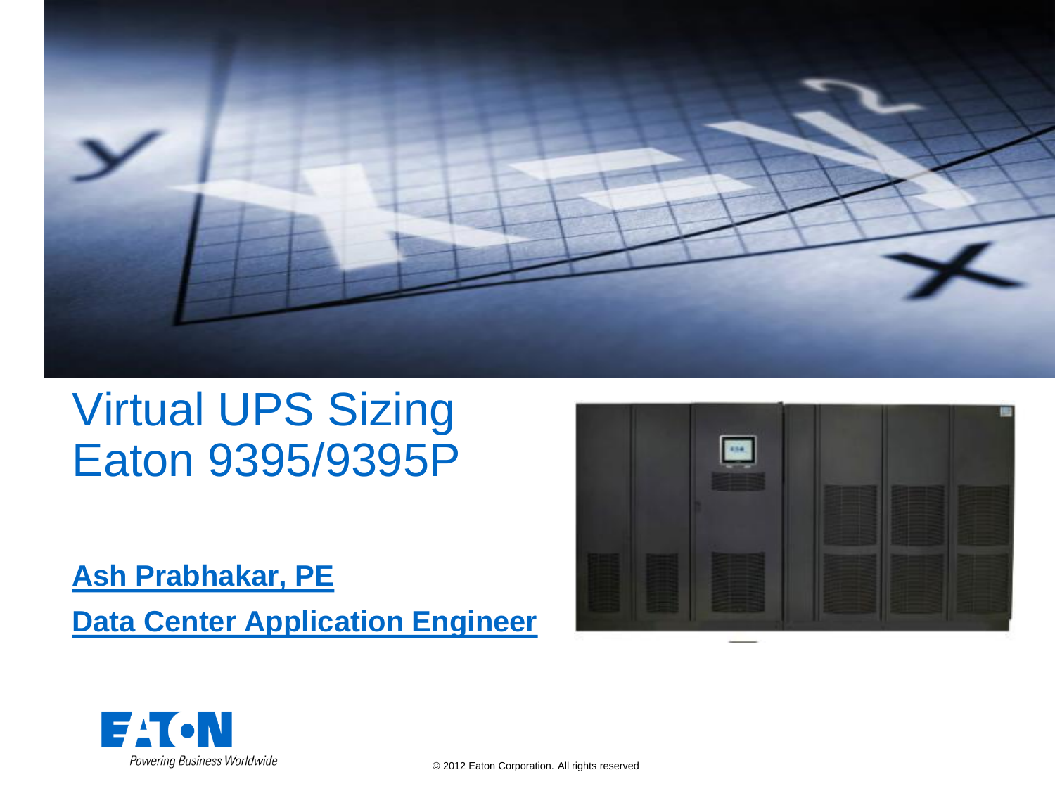# Virtual UPS Sizing Eaton 9395/9395P

**Ash Prabhakar, PE**

**Data Center Application Engineer**

© 2012 Eaton Corporation. All rights reserved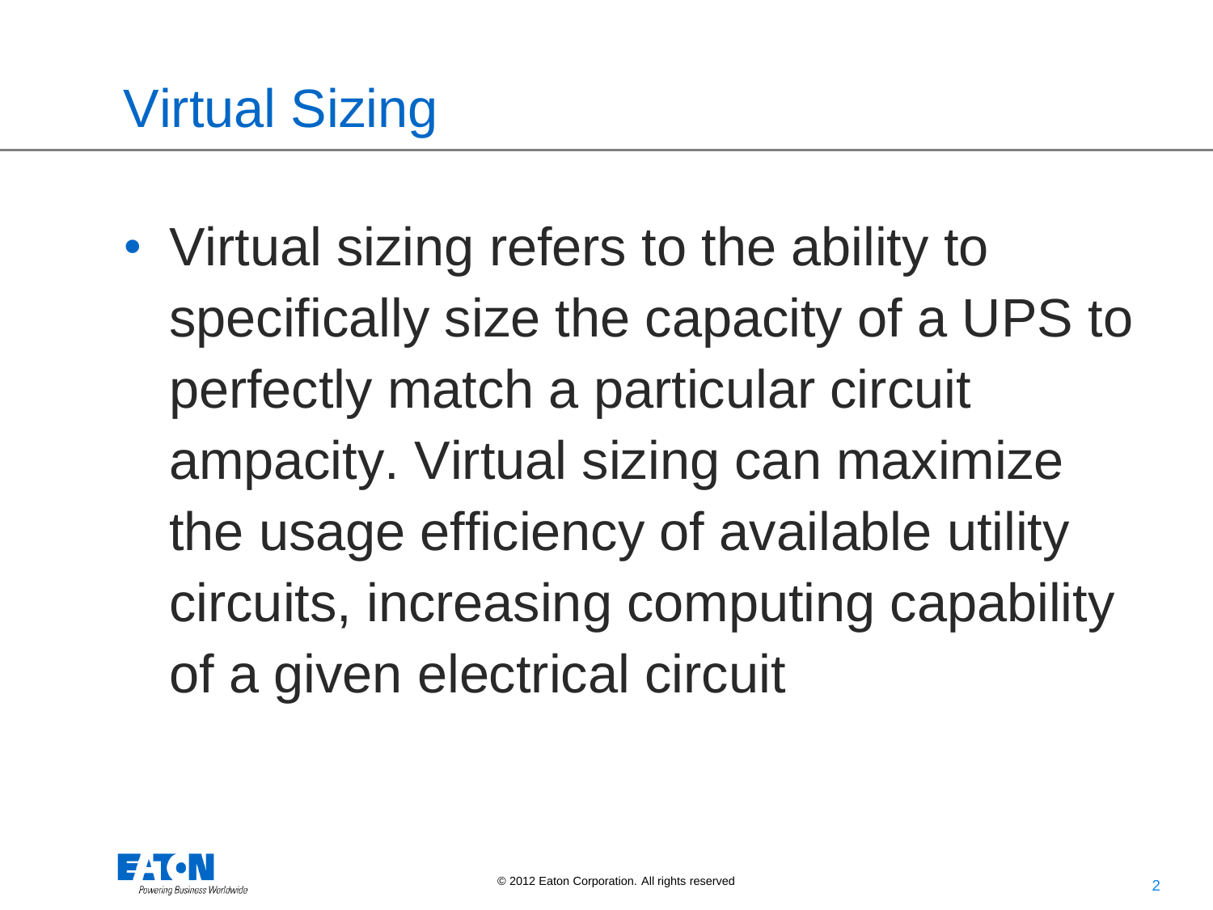# Virtual Sizing

- Virtual sizing refers to the ability to specifically size the capacity of a UPS to perfectly match a particular circuit ampacity. Virtual sizing can maximize the usage efficiency of available utility circuits, increasing computing capability of a given electrical circuit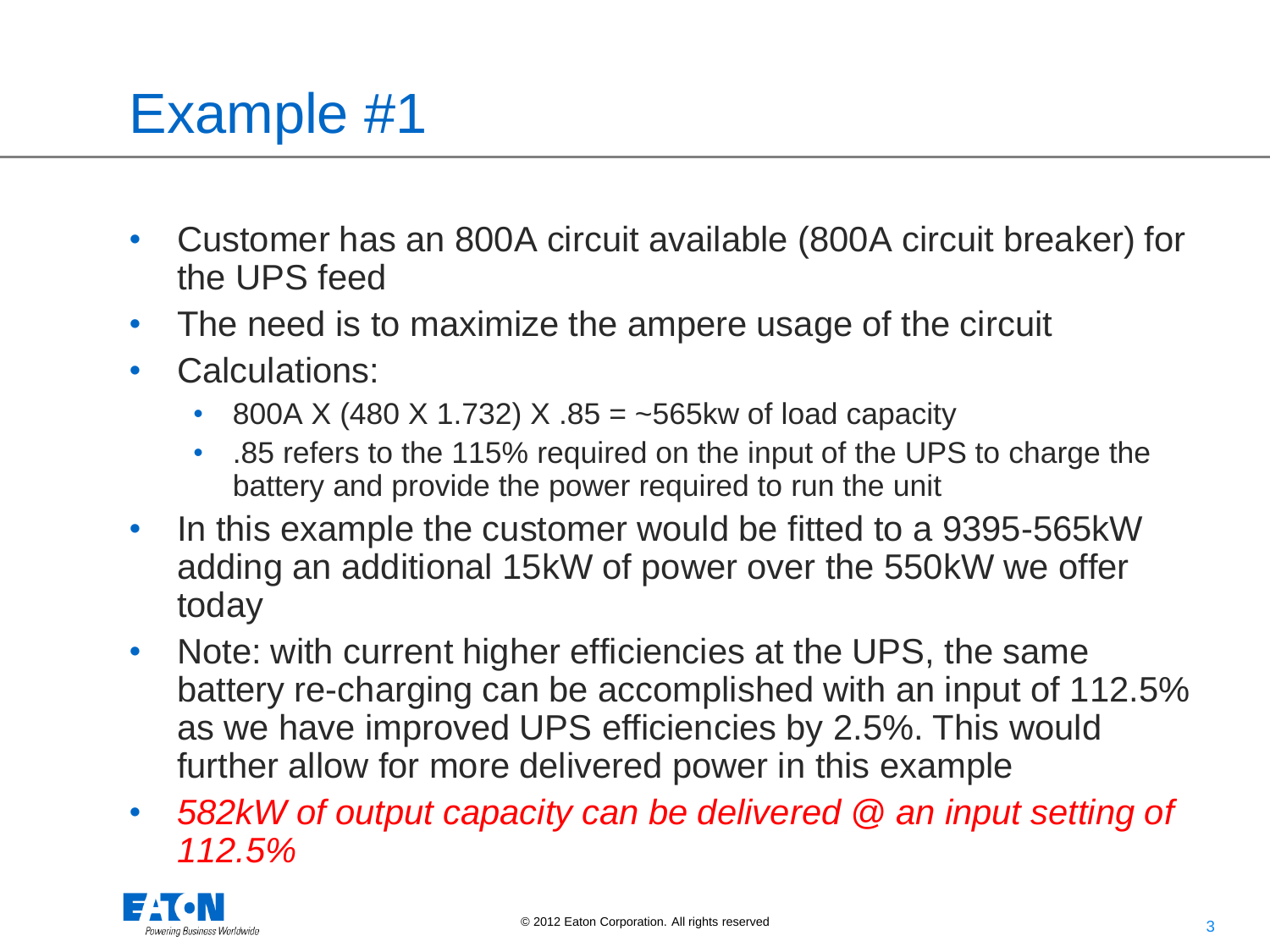# Example #1

- Customer has an 800A circuit available (800A circuit breaker) for the UPS feed
- The need is to maximize the ampere usage of the circuit
- Calculations:
  - 800A X (480 X 1.732) X .85 = ~565kw of load capacity
  - .85 refers to the 115% required on the input of the UPS to charge the battery and provide the power required to run the unit
- In this example the customer would be fitted to a 9395-565kW adding an additional 15kW of power over the 550kW we offer today
- Note: with current higher efficiencies at the UPS, the same battery re-charging can be accomplished with an input of 112.5% as we have improved UPS efficiencies by 2.5%. This would further allow for more delivered power in this example
- *582kW of output capacity can be delivered @ an input setting of 112.5%*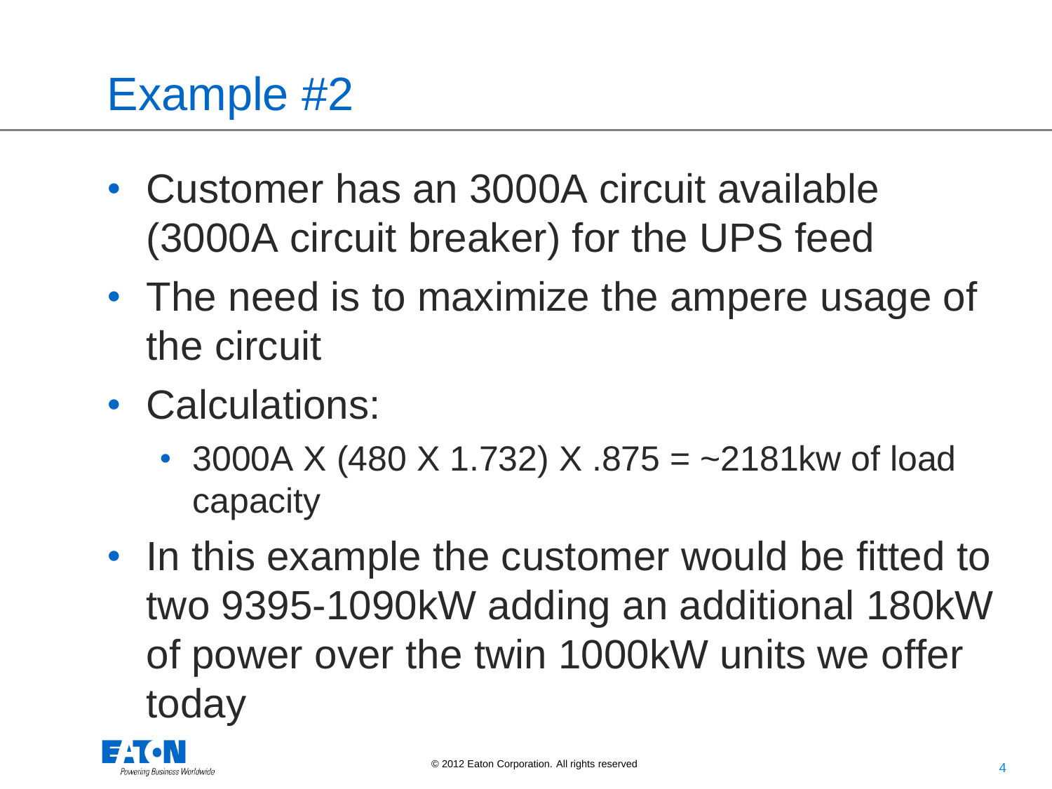# Example #2

- Customer has an 3000A circuit available (3000A circuit breaker) for the UPS feed
- The need is to maximize the ampere usage of the circuit
- Calculations:
  - 3000A X (480 X 1.732) X .875 = ~2181kw of load capacity
- In this example the customer would be fitted to two 9395-1090kW adding an additional 180kW of power over the twin 1000kW units we offer today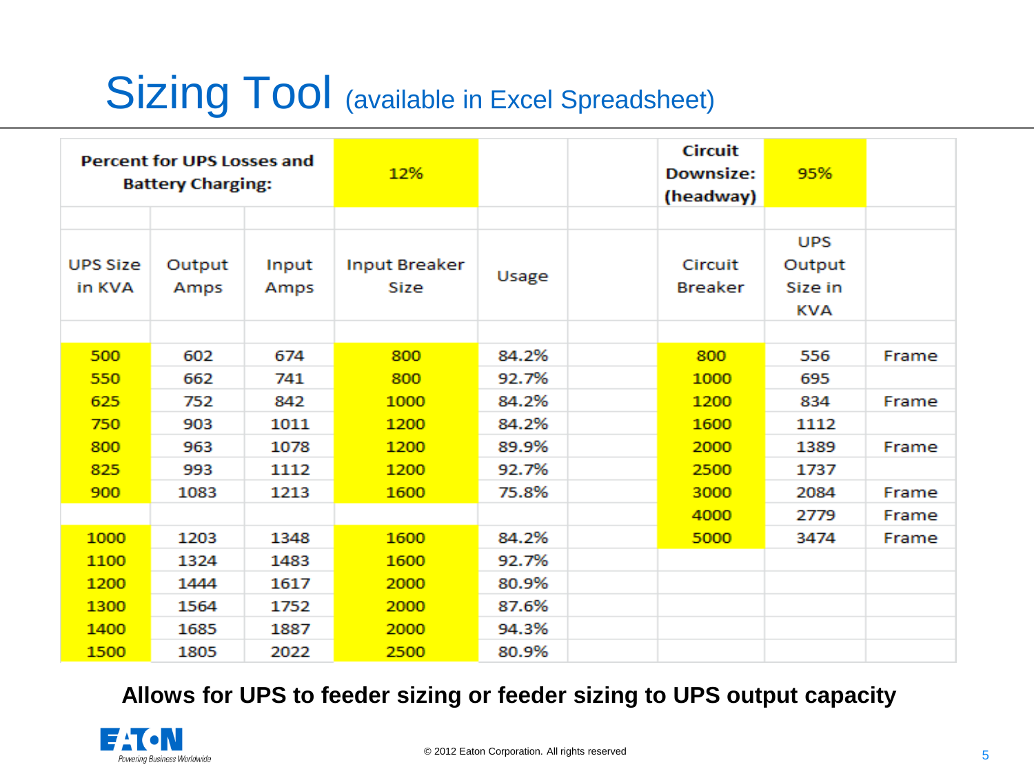# Sizing Tool (available in Excel Spreadsheet)

| Percent for UPS Losses and Battery Charging: | | | 12% | | | Circuit Downsize: (headway) | 95% | |
|---|---|---|---|---|---|---|---|---|
| | | | | | | | | |
| UPS Size in KVA | Output Amps | Input Amps | Input Breaker Size | Usage | | Circuit Breaker | UPS Output Size in KVA | |
| | | | | | | | | |
| 500 | 602 | 674 | 800 | 84.2% | | 800 | 556 | Frame |
| 550 | 662 | 741 | 800 | 92.7% | | 1000 | 695 | |
| 625 | 752 | 842 | 1000 | 84.2% | | 1200 | 834 | Frame |
| 750 | 903 | 1011 | 1200 | 84.2% | | 1600 | 1112 | |
| 800 | 963 | 1078 | 1200 | 89.9% | | 2000 | 1389 | Frame |
| 825 | 993 | 1112 | 1200 | 92.7% | | 2500 | 1737 | |
| 900 | 1083 | 1213 | 1600 | 75.8% | | 3000 | 2084 | Frame |
| | | | | | | 4000 | 2779 | Frame |
| 1000 | 1203 | 1348 | 1600 | 84.2% | | 5000 | 3474 | Frame |
| 1100 | 1324 | 1483 | 1600 | 92.7% | | | | |
| 1200 | 1444 | 1617 | 2000 | 80.9% | | | | |
| 1300 | 1564 | 1752 | 2000 | 87.6% | | | | |
| 1400 | 1685 | 1887 | 2000 | 94.3% | | | | |
| 1500 | 1805 | 2022 | 2500 | 80.9% | | | | |

**Allows for UPS to feeder sizing or feeder sizing to UPS output capacity**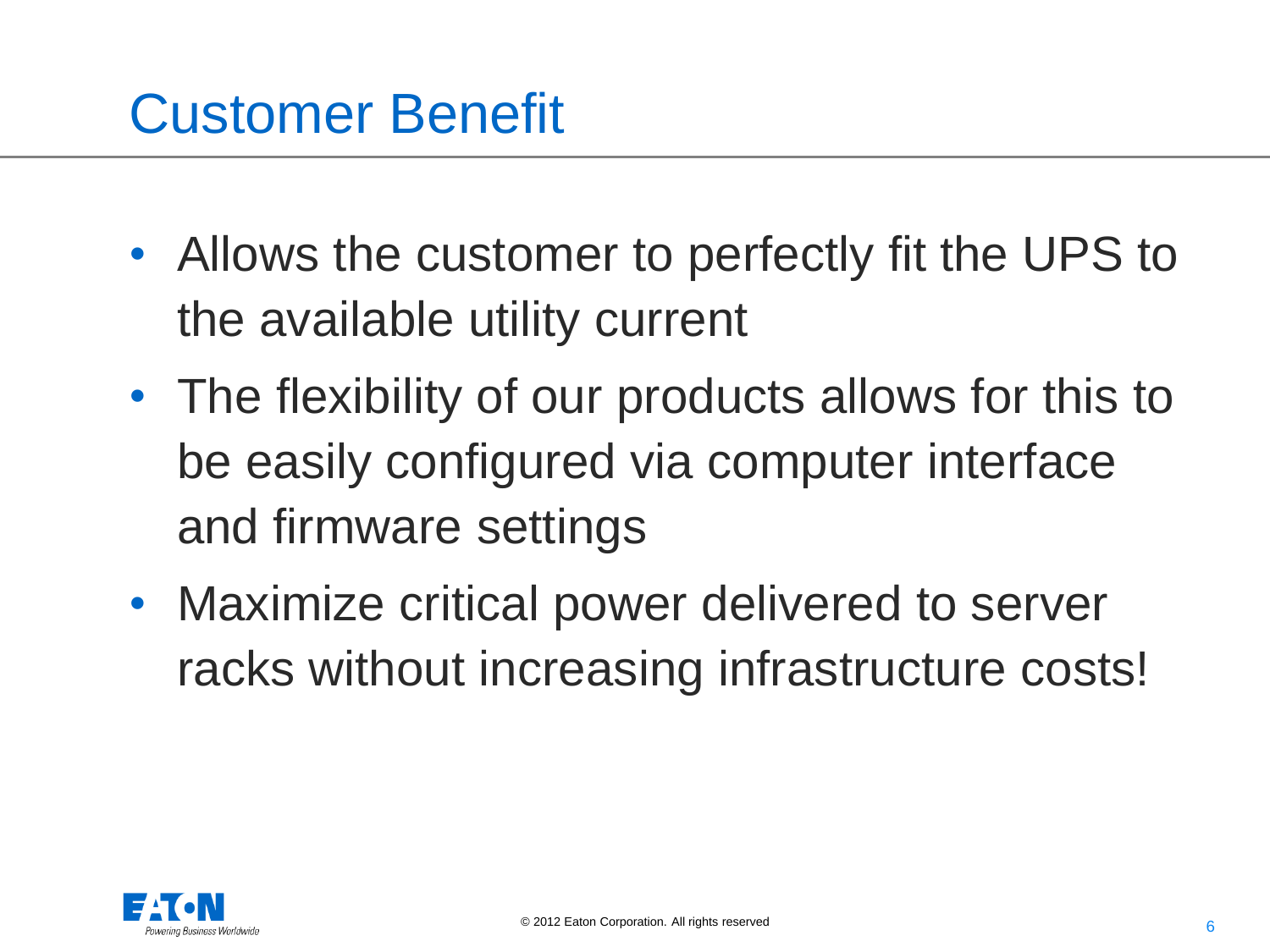# Customer Benefit

- Allows the customer to perfectly fit the UPS to the available utility current
- The flexibility of our products allows for this to be easily configured via computer interface and firmware settings
- Maximize critical power delivered to server racks without increasing infrastructure costs!